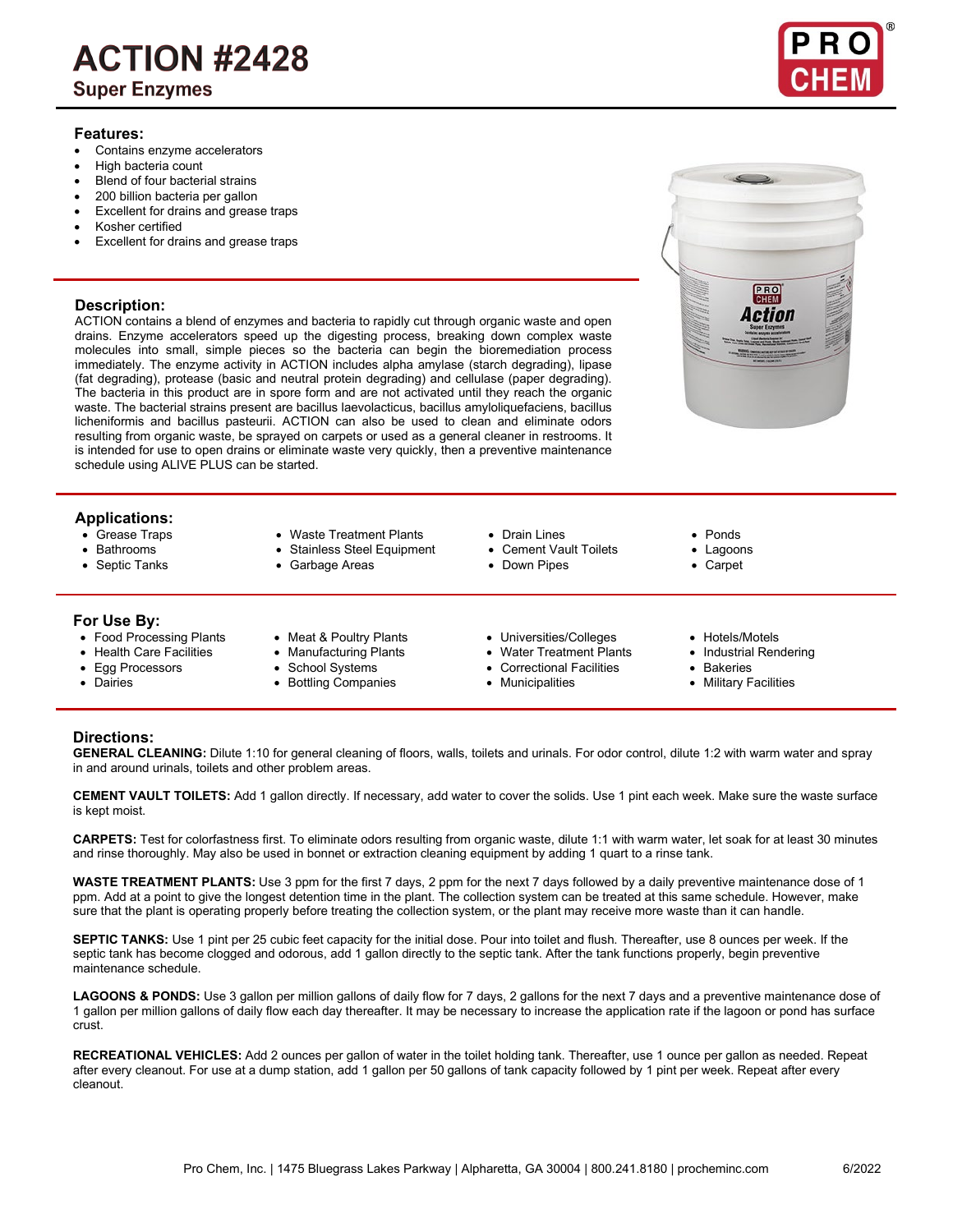# ACTION #2428

## Super Enzymes

### Features:

- Contains enzyme accelerators
- High bacteria count
- Blend of four bacterial strains
- 200 billion bacteria per gallon
- Excellent for drains and grease traps
- Kosher certified
- Excellent for drains and grease traps

### Description:

ACTION contains a blend of enzymes and bacteria to rapidly cut through organic waste and open drains. Enzyme accelerators speed up the digesting process, breaking down complex waste molecules into small, simple pieces so the bacteria can begin the bioremediation process immediately. The enzyme activity in ACTION includes alpha amylase (starch degrading), lipase (fat degrading), protease (basic and neutral protein degrading) and cellulase (paper degrading). The bacteria in this product are in spore form and are not activated until they reach the organic waste. The bacterial strains present are bacillus laevolacticus, bacillus amyloliquefaciens, bacillus licheniformis and bacillus pasteurii. ACTION can also be used to clean and eliminate odors resulting from organic waste, be sprayed on carpets or used as a general cleaner in restrooms. It is intended for use to open drains or eliminate waste very quickly, then a preventive maintenance schedule using ALIVE PLUS can be started.

### Applications:

- Grease Traps
- Bathrooms
- Septic Tanks
- Waste Treatment Plants
- Stainless Steel Equipment
- Garbage Areas
- Drain Lines
- Cement Vault Toilets
- Down Pipes
- Ponds
- Lagoons
- Carpet

### For Use By:

- Food Processing Plants
- Health Care Facilities
- Egg Processors
- Dairies
- Meat & Poultry Plants
- Manufacturing Plants
- School Systems
- Bottling Companies
- Universities/Colleges
- Water Treatment Plants
- Correctional Facilities
- Municipalities
- Hotels/Motels
- Industrial Rendering
- Bakeries
- Military Facilities

### Directions:

**GENERAL CLEANING:** Dilute 1:10 for general cleaning of floors, walls, toilets and urinals. For odor control, dilute 1:2 with warm water and spray in and around urinals, toilets and other problem areas.

**CEMENT VAULT TOILETS:** Add 1 gallon directly. If necessary, add water to cover the solids. Use 1 pint each week. Make sure the waste surface is kept moist.

**CARPETS:** Test for colorfastness first. To eliminate odors resulting from organic waste, dilute 1:1 with warm water, let soak for at least 30 minutes and rinse thoroughly. May also be used in bonnet or extraction cleaning equipment by adding 1 quart to a rinse tank.

**WASTE TREATMENT PLANTS:** Use 3 ppm for the first 7 days, 2 ppm for the next 7 days followed by a daily preventive maintenance dose of 1 ppm. Add at a point to give the longest detention time in the plant. The collection system can be treated at this same schedule. However, make sure that the plant is operating properly before treating the collection system, or the plant may receive more waste than it can handle.

**SEPTIC TANKS:** Use 1 pint per 25 cubic feet capacity for the initial dose. Pour into toilet and flush. Thereafter, use 8 ounces per week. If the septic tank has become clogged and odorous, add 1 gallon directly to the septic tank. After the tank functions properly, begin preventive maintenance schedule.

**LAGOONS & PONDS:** Use 3 gallon per million gallons of daily flow for 7 days, 2 gallons for the next 7 days and a preventive maintenance dose of 1 gallon per million gallons of daily flow each day thereafter. It may be necessary to increase the application rate if the lagoon or pond has surface crust.

**RECREATIONAL VEHICLES:** Add 2 ounces per gallon of water in the toilet holding tank. Thereafter, use 1 ounce per gallon as needed. Repeat after every cleanout. For use at a dump station, add 1 gallon per 50 gallons of tank capacity followed by 1 pint per week. Repeat after every cleanout.

Pro Chem, Inc. | 1475 Bluegrass Lakes Parkway | Alpharetta, GA 30004 | 800.241.8180 | procheminc.com 6/2022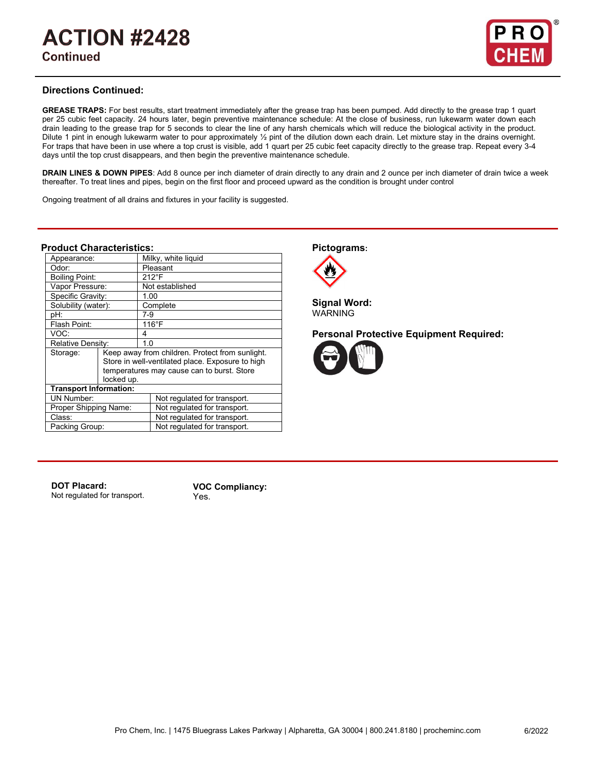# ACTION #2428

## Continued

### Directions Continued:

**GREASE TRAPS:** For best results, start treatment immediately after the grease trap has been pumped. Add directly to the grease trap 1 quart per 25 cubic feet capacity. 24 hours later, begin preventive maintenance schedule: At the close of business, run lukewarm water down each drain leading to the grease trap for 5 seconds to clear the line of any harsh chemicals which will reduce the biological activity in the product. Dilute 1 pint in enough lukewarm water to pour approximately ½ pint of the dilution down each drain. Let mixture stay in the drains overnight. For traps that have been in use where a top crust is visible, add 1 quart per 25 cubic feet capacity directly to the grease trap. Repeat every 3-4 days until the top crust disappears, and then begin the preventive maintenance schedule.

**DRAIN LINES & DOWN PIPES**: Add 8 ounce per inch diameter of drain directly to any drain and 2 ounce per inch diameter of drain twice a week thereafter. To treat lines and pipes, begin on the first floor and proceed upward as the condition is brought under control

Ongoing treatment of all drains and fixtures in your facility is suggested.

### Product Characteristics:

| | |
|---|---|
| Appearance: | Milky, white liquid |
| Odor: | Pleasant |
| Boiling Point: | 212°F |
| Vapor Pressure: | Not established |
| Specific Gravity: | 1.00 |
| Solubility (water): | Complete |
| pH: | 7-9 |
| Flash Point: | 116°F |
| VOC: | 4 |
| Relative Density: | 1.0 |
| Storage: | Keep away from children. Protect from sunlight. Store in well-ventilated place. Exposure to high temperatures may cause can to burst. Store locked up. |
| **Transport Information:** | |
| UN Number: | Not regulated for transport. |
| Proper Shipping Name: | Not regulated for transport. |
| Class: | Not regulated for transport. |
| Packing Group: | Not regulated for transport. |

### Pictograms:

### Signal Word:
WARNING

### Personal Protective Equipment Required:

**DOT Placard:**
Not regulated for transport.

**VOC Compliancy:**
Yes.

Pro Chem, Inc. | 1475 Bluegrass Lakes Parkway | Alpharetta, GA 30004 | 800.241.8180 | procheminc.com 6/2022